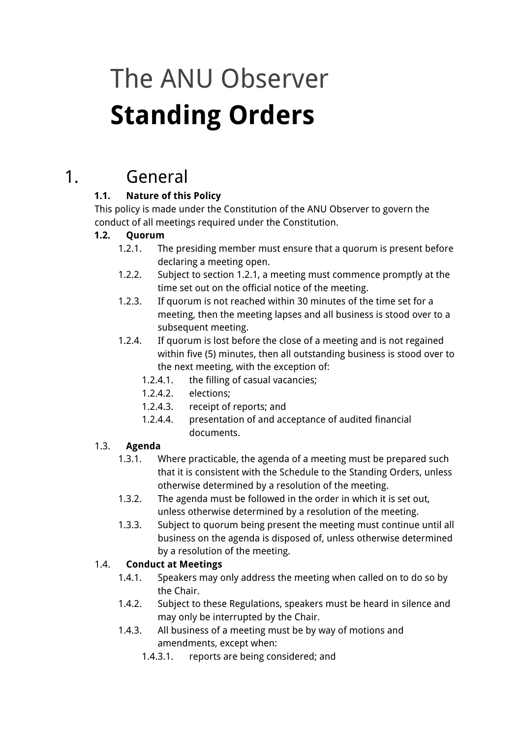# The ANU Observer **Standing Orders**

## 1. General

### 1.1. Nature of this Policy

This policy is made under the Constitution of the ANU Observer to govern the conduct of all meetings required under the Constitution.

### 1.2. Quorum

- 1.2.1. The presiding member must ensure that a quorum is present before declaring a meeting open.
- 1.2.2. Subject to section 1.2.1, a meeting must commence promptly at the time set out on the official notice of the meeting.
- 1.2.3. If quorum is not reached within 30 minutes of the time set for a meeting, then the meeting lapses and all business is stood over to a subsequent meeting.
- 1.2.4. If quorum is lost before the close of a meeting and is not regained within five (5) minutes, then all outstanding business is stood over to the next meeting, with the exception of:
    - 1.2.4.1. the filling of casual vacancies;
    - 1.2.4.2. elections;
    - 1.2.4.3. receipt of reports; and
    - 1.2.4.4. presentation of and acceptance of audited financial documents.

### 1.3. Agenda

- 1.3.1. Where practicable, the agenda of a meeting must be prepared such that it is consistent with the Schedule to the Standing Orders, unless otherwise determined by a resolution of the meeting.
- 1.3.2. The agenda must be followed in the order in which it is set out, unless otherwise determined by a resolution of the meeting.
- 1.3.3. Subject to quorum being present the meeting must continue until all business on the agenda is disposed of, unless otherwise determined by a resolution of the meeting.

### 1.4. Conduct at Meetings

- 1.4.1. Speakers may only address the meeting when called on to do so by the Chair.
- 1.4.2. Subject to these Regulations, speakers must be heard in silence and may only be interrupted by the Chair.
- 1.4.3. All business of a meeting must be by way of motions and amendments, except when:
    - 1.4.3.1. reports are being considered; and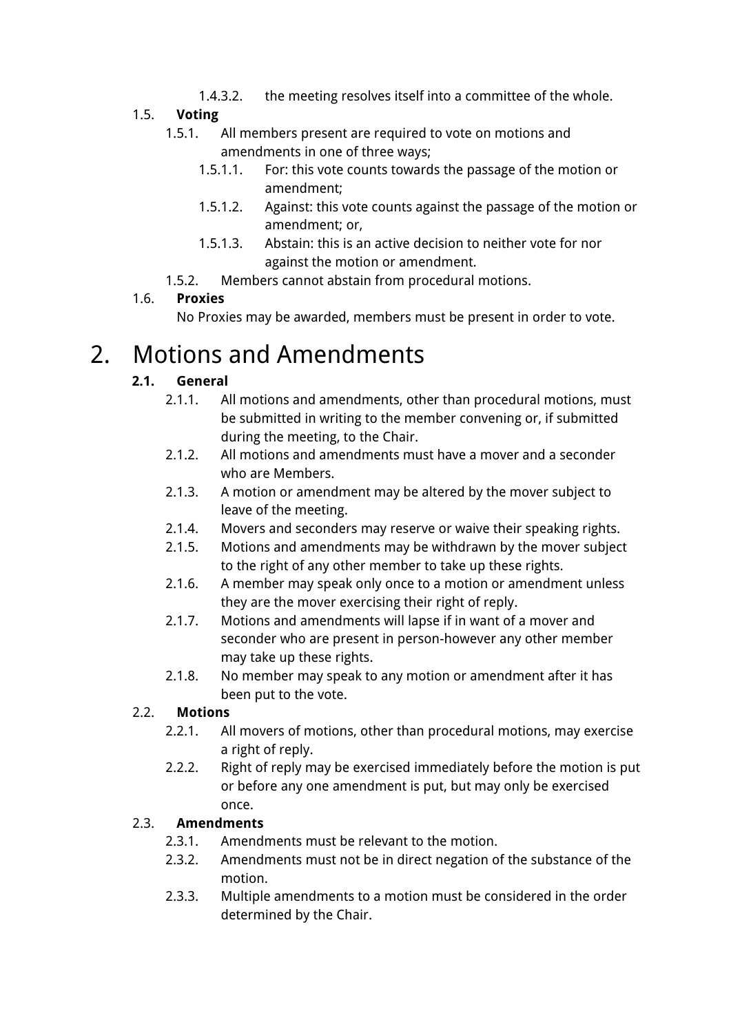1.4.3.2. the meeting resolves itself into a committee of the whole.

1.5. **Voting**

1.5.1. All members present are required to vote on motions and amendments in one of three ways;

1.5.1.1. For: this vote counts towards the passage of the motion or amendment;

1.5.1.2. Against: this vote counts against the passage of the motion or amendment; or,

1.5.1.3. Abstain: this is an active decision to neither vote for nor against the motion or amendment.

1.5.2. Members cannot abstain from procedural motions.

1.6. **Proxies**

No Proxies may be awarded, members must be present in order to vote.

# 2. Motions and Amendments

**2.1. General**

2.1.1. All motions and amendments, other than procedural motions, must be submitted in writing to the member convening or, if submitted during the meeting, to the Chair.

2.1.2. All motions and amendments must have a mover and a seconder who are Members.

2.1.3. A motion or amendment may be altered by the mover subject to leave of the meeting.

2.1.4. Movers and seconders may reserve or waive their speaking rights.

2.1.5. Motions and amendments may be withdrawn by the mover subject to the right of any other member to take up these rights.

2.1.6. A member may speak only once to a motion or amendment unless they are the mover exercising their right of reply.

2.1.7. Motions and amendments will lapse if in want of a mover and seconder who are present in person-however any other member may take up these rights.

2.1.8. No member may speak to any motion or amendment after it has been put to the vote.

2.2. **Motions**

2.2.1. All movers of motions, other than procedural motions, may exercise a right of reply.

2.2.2. Right of reply may be exercised immediately before the motion is put or before any one amendment is put, but may only be exercised once.

2.3. **Amendments**

2.3.1. Amendments must be relevant to the motion.

2.3.2. Amendments must not be in direct negation of the substance of the motion.

2.3.3. Multiple amendments to a motion must be considered in the order determined by the Chair.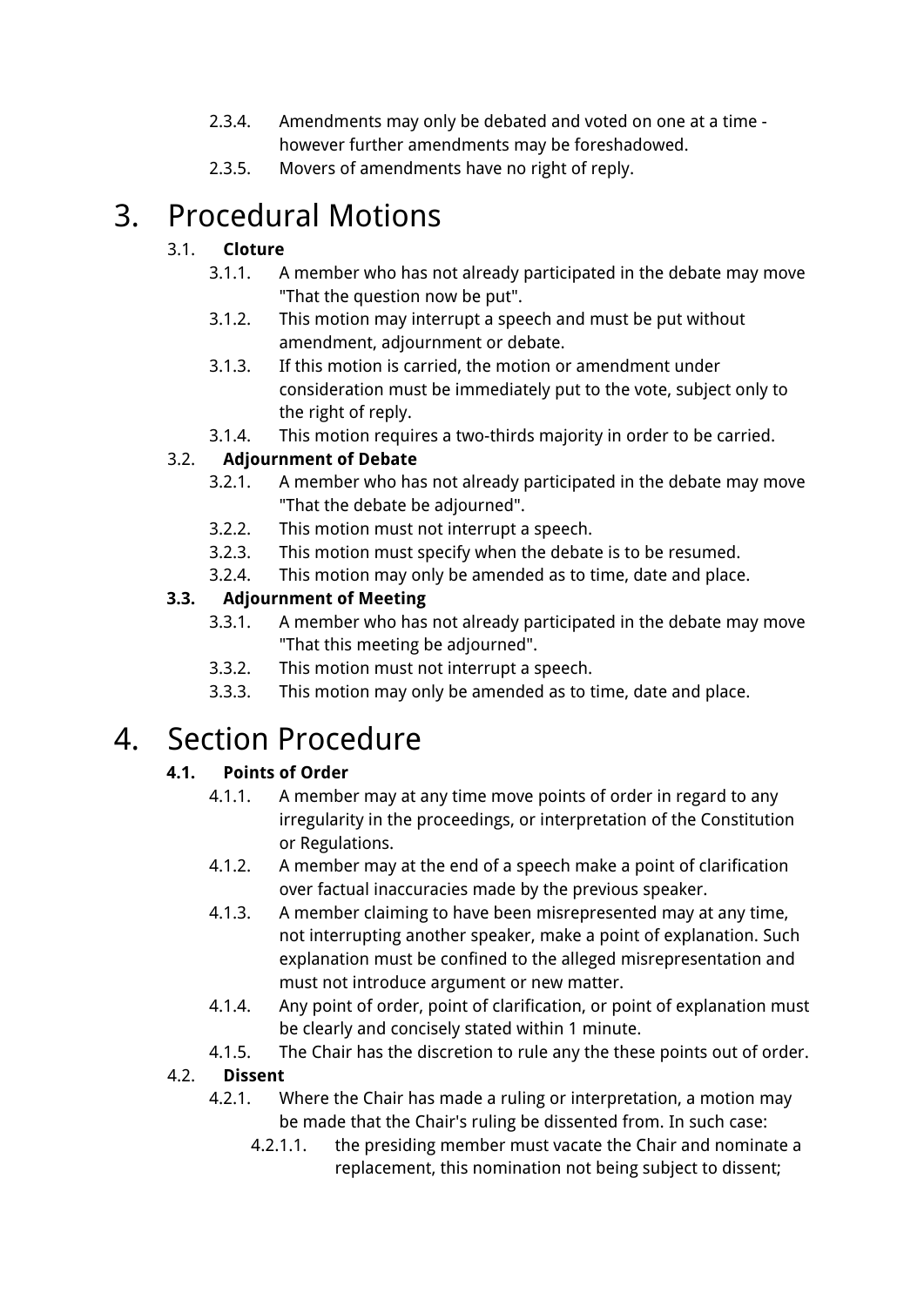2.3.4. Amendments may only be debated and voted on one at a time - however further amendments may be foreshadowed.

2.3.5. Movers of amendments have no right of reply.

# 3. Procedural Motions

### 3.1. Cloture

3.1.1. A member who has not already participated in the debate may move "That the question now be put".

3.1.2. This motion may interrupt a speech and must be put without amendment, adjournment or debate.

3.1.3. If this motion is carried, the motion or amendment under consideration must be immediately put to the vote, subject only to the right of reply.

3.1.4. This motion requires a two-thirds majority in order to be carried.

### 3.2. Adjournment of Debate

3.2.1. A member who has not already participated in the debate may move "That the debate be adjourned".

3.2.2. This motion must not interrupt a speech.

3.2.3. This motion must specify when the debate is to be resumed.

3.2.4. This motion may only be amended as to time, date and place.

### 3.3. Adjournment of Meeting

3.3.1. A member who has not already participated in the debate may move "That this meeting be adjourned".

3.3.2. This motion must not interrupt a speech.

3.3.3. This motion may only be amended as to time, date and place.

# 4. Section Procedure

### 4.1. Points of Order

4.1.1. A member may at any time move points of order in regard to any irregularity in the proceedings, or interpretation of the Constitution or Regulations.

4.1.2. A member may at the end of a speech make a point of clarification over factual inaccuracies made by the previous speaker.

4.1.3. A member claiming to have been misrepresented may at any time, not interrupting another speaker, make a point of explanation. Such explanation must be confined to the alleged misrepresentation and must not introduce argument or new matter.

4.1.4. Any point of order, point of clarification, or point of explanation must be clearly and concisely stated within 1 minute.

4.1.5. The Chair has the discretion to rule any the these points out of order.

### 4.2. Dissent

4.2.1. Where the Chair has made a ruling or interpretation, a motion may be made that the Chair's ruling be dissented from. In such case:

4.2.1.1. the presiding member must vacate the Chair and nominate a replacement, this nomination not being subject to dissent;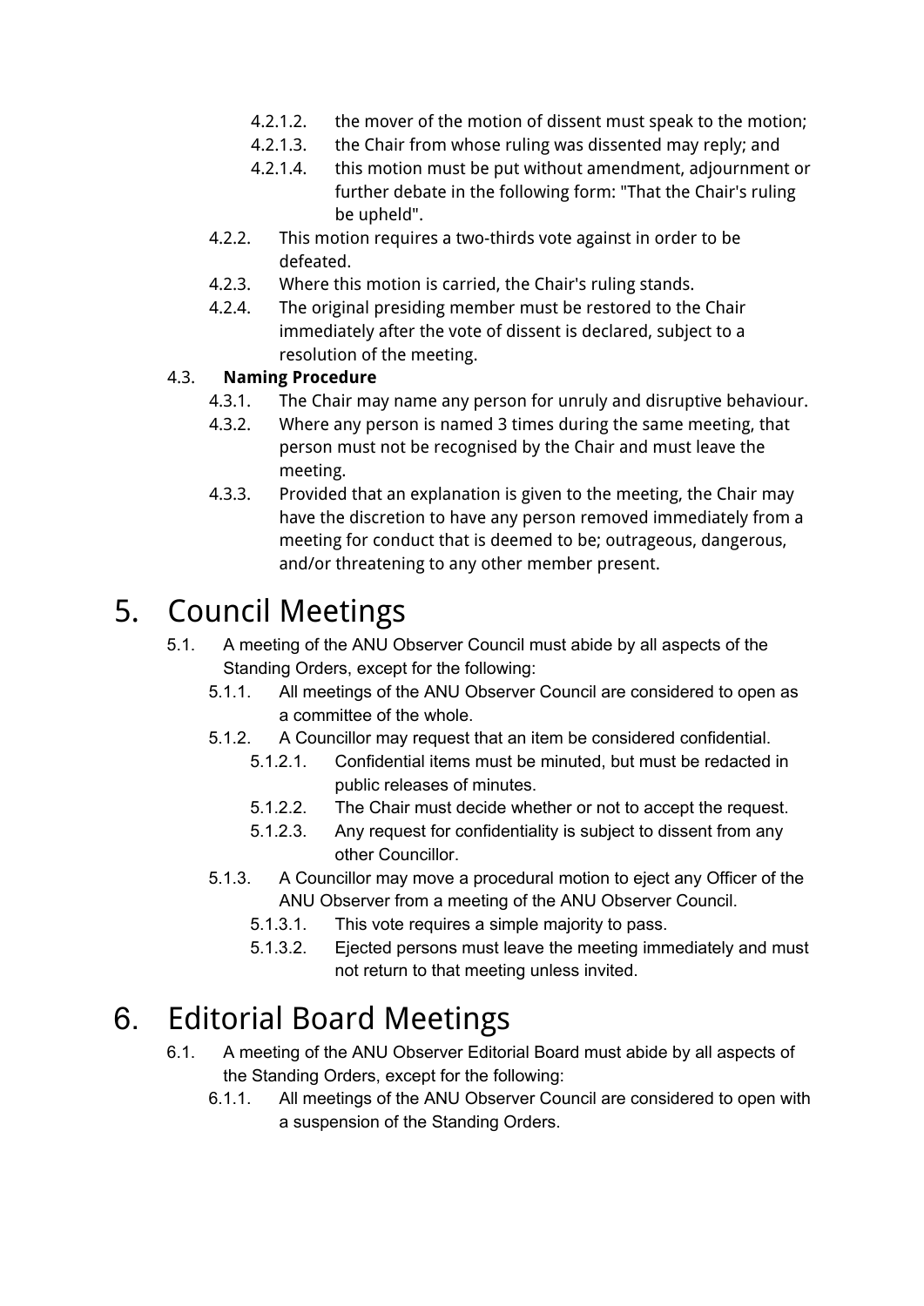- 4.2.1.2. the mover of the motion of dissent must speak to the motion;
- 4.2.1.3. the Chair from whose ruling was dissented may reply; and
- 4.2.1.4. this motion must be put without amendment, adjournment or further debate in the following form: "That the Chair's ruling be upheld".

4.2.2. This motion requires a two-thirds vote against in order to be defeated.

4.2.3. Where this motion is carried, the Chair's ruling stands.

4.2.4. The original presiding member must be restored to the Chair immediately after the vote of dissent is declared, subject to a resolution of the meeting.

4.3. **Naming Procedure**

4.3.1. The Chair may name any person for unruly and disruptive behaviour.

4.3.2. Where any person is named 3 times during the same meeting, that person must not be recognised by the Chair and must leave the meeting.

4.3.3. Provided that an explanation is given to the meeting, the Chair may have the discretion to have any person removed immediately from a meeting for conduct that is deemed to be; outrageous, dangerous, and/or threatening to any other member present.

# 5. Council Meetings

5.1. A meeting of the ANU Observer Council must abide by all aspects of the Standing Orders, except for the following:

5.1.1. All meetings of the ANU Observer Council are considered to open as a committee of the whole.

5.1.2. A Councillor may request that an item be considered confidential.

- 5.1.2.1. Confidential items must be minuted, but must be redacted in public releases of minutes.
- 5.1.2.2. The Chair must decide whether or not to accept the request.
- 5.1.2.3. Any request for confidentiality is subject to dissent from any other Councillor.

5.1.3. A Councillor may move a procedural motion to eject any Officer of the ANU Observer from a meeting of the ANU Observer Council.

- 5.1.3.1. This vote requires a simple majority to pass.
- 5.1.3.2. Ejected persons must leave the meeting immediately and must not return to that meeting unless invited.

# 6. Editorial Board Meetings

6.1. A meeting of the ANU Observer Editorial Board must abide by all aspects of the Standing Orders, except for the following:

6.1.1. All meetings of the ANU Observer Council are considered to open with a suspension of the Standing Orders.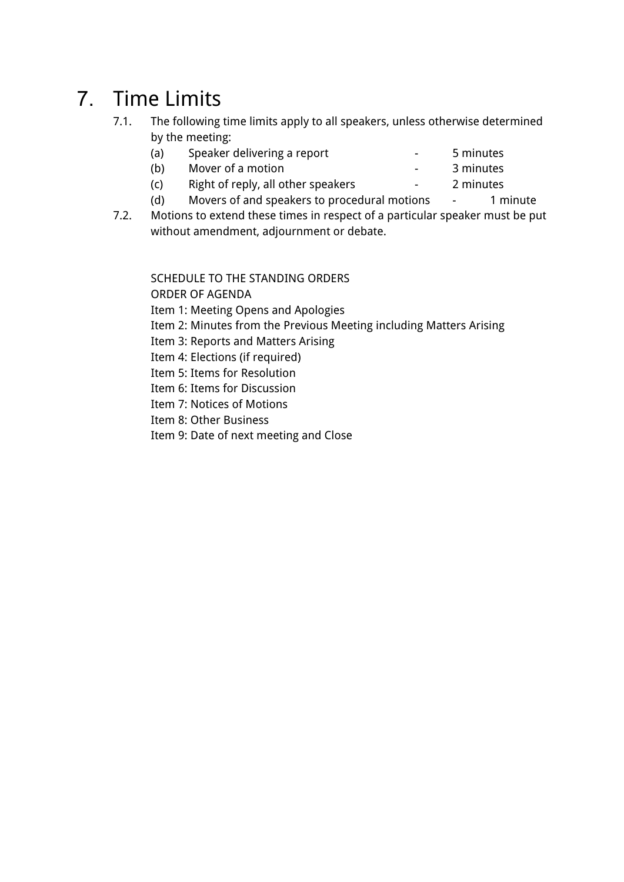# 7. Time Limits

7.1. The following time limits apply to all speakers, unless otherwise determined by the meeting:

(a) Speaker delivering a report - 5 minutes
(b) Mover of a motion - 3 minutes
(c) Right of reply, all other speakers - 2 minutes
(d) Movers of and speakers to procedural motions - 1 minute

7.2. Motions to extend these times in respect of a particular speaker must be put without amendment, adjournment or debate.

SCHEDULE TO THE STANDING ORDERS
ORDER OF AGENDA
Item 1: Meeting Opens and Apologies
Item 2: Minutes from the Previous Meeting including Matters Arising
Item 3: Reports and Matters Arising
Item 4: Elections (if required)
Item 5: Items for Resolution
Item 6: Items for Discussion
Item 7: Notices of Motions
Item 8: Other Business
Item 9: Date of next meeting and Close